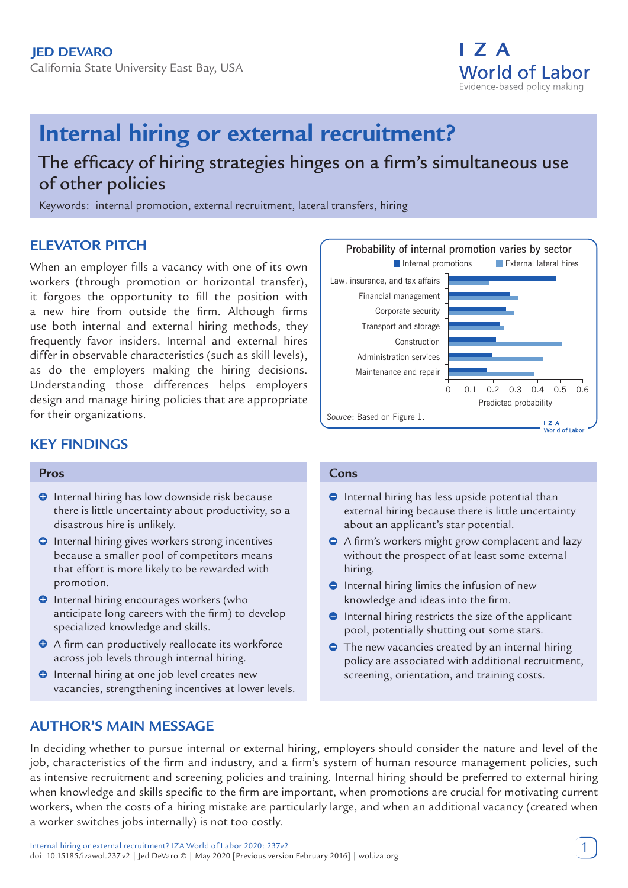JED DEVARO

California State University East Bay, USA

# Internal hiring or external recruitment?

## The efficacy of hiring strategies hinges on a firm's simultaneous use of other policies

Keywords: internal promotion, external recruitment, lateral transfers, hiring

## ELEVATOR PITCH

When an employer fills a vacancy with one of its own workers (through promotion or horizontal transfer), it forgoes the opportunity to fill the position with a new hire from outside the firm. Although firms use both internal and external hiring methods, they frequently favor insiders. Internal and external hires differ in observable characteristics (such as skill levels), as do the employers making the hiring decisions. Understanding those differences helps employers design and manage hiring policies that are appropriate for their organizations.

Probability of internal promotion varies by sector

Source: Based on Figure 1.

## KEY FINDINGS

### Pros

- Internal hiring has low downside risk because there is little uncertainty about productivity, so a disastrous hire is unlikely.
- Internal hiring gives workers strong incentives because a smaller pool of competitors means that effort is more likely to be rewarded with promotion.
- Internal hiring encourages workers (who anticipate long careers with the firm) to develop specialized knowledge and skills.
- A firm can productively reallocate its workforce across job levels through internal hiring.
- Internal hiring at one job level creates new vacancies, strengthening incentives at lower levels.

### Cons

- Internal hiring has less upside potential than external hiring because there is little uncertainty about an applicant's star potential.
- A firm's workers might grow complacent and lazy without the prospect of at least some external hiring.
- Internal hiring limits the infusion of new knowledge and ideas into the firm.
- Internal hiring restricts the size of the applicant pool, potentially shutting out some stars.
- The new vacancies created by an internal hiring policy are associated with additional recruitment, screening, orientation, and training costs.

## AUTHOR'S MAIN MESSAGE

In deciding whether to pursue internal or external hiring, employers should consider the nature and level of the job, characteristics of the firm and industry, and a firm's system of human resource management policies, such as intensive recruitment and screening policies and training. Internal hiring should be preferred to external hiring when knowledge and skills specific to the firm are important, when promotions are crucial for motivating current workers, when the costs of a hiring mistake are particularly large, and when an additional vacancy (created when a worker switches jobs internally) is not too costly.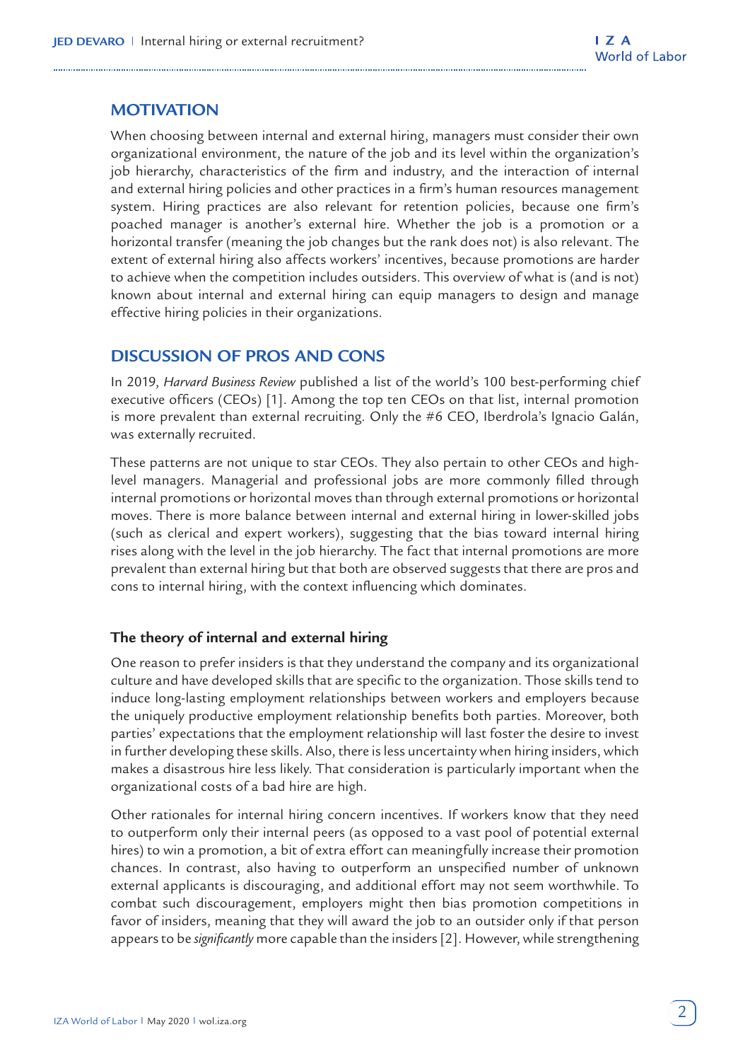## MOTIVATION

When choosing between internal and external hiring, managers must consider their own organizational environment, the nature of the job and its level within the organization's job hierarchy, characteristics of the firm and industry, and the interaction of internal and external hiring policies and other practices in a firm's human resources management system. Hiring practices are also relevant for retention policies, because one firm's poached manager is another's external hire. Whether the job is a promotion or a horizontal transfer (meaning the job changes but the rank does not) is also relevant. The extent of external hiring also affects workers' incentives, because promotions are harder to achieve when the competition includes outsiders. This overview of what is (and is not) known about internal and external hiring can equip managers to design and manage effective hiring policies in their organizations.

## DISCUSSION OF PROS AND CONS

In 2019, *Harvard Business Review* published a list of the world's 100 best-performing chief executive officers (CEOs) [1]. Among the top ten CEOs on that list, internal promotion is more prevalent than external recruiting. Only the #6 CEO, Iberdrola's Ignacio Galán, was externally recruited.

These patterns are not unique to star CEOs. They also pertain to other CEOs and high-level managers. Managerial and professional jobs are more commonly filled through internal promotions or horizontal moves than through external promotions or horizontal moves. There is more balance between internal and external hiring in lower-skilled jobs (such as clerical and expert workers), suggesting that the bias toward internal hiring rises along with the level in the job hierarchy. The fact that internal promotions are more prevalent than external hiring but that both are observed suggests that there are pros and cons to internal hiring, with the context influencing which dominates.

### The theory of internal and external hiring

One reason to prefer insiders is that they understand the company and its organizational culture and have developed skills that are specific to the organization. Those skills tend to induce long-lasting employment relationships between workers and employers because the uniquely productive employment relationship benefits both parties. Moreover, both parties' expectations that the employment relationship will last foster the desire to invest in further developing these skills. Also, there is less uncertainty when hiring insiders, which makes a disastrous hire less likely. That consideration is particularly important when the organizational costs of a bad hire are high.

Other rationales for internal hiring concern incentives. If workers know that they need to outperform only their internal peers (as opposed to a vast pool of potential external hires) to win a promotion, a bit of extra effort can meaningfully increase their promotion chances. In contrast, also having to outperform an unspecified number of unknown external applicants is discouraging, and additional effort may not seem worthwhile. To combat such discouragement, employers might then bias promotion competitions in favor of insiders, meaning that they will award the job to an outsider only if that person appears to be *significantly* more capable than the insiders [2]. However, while strengthening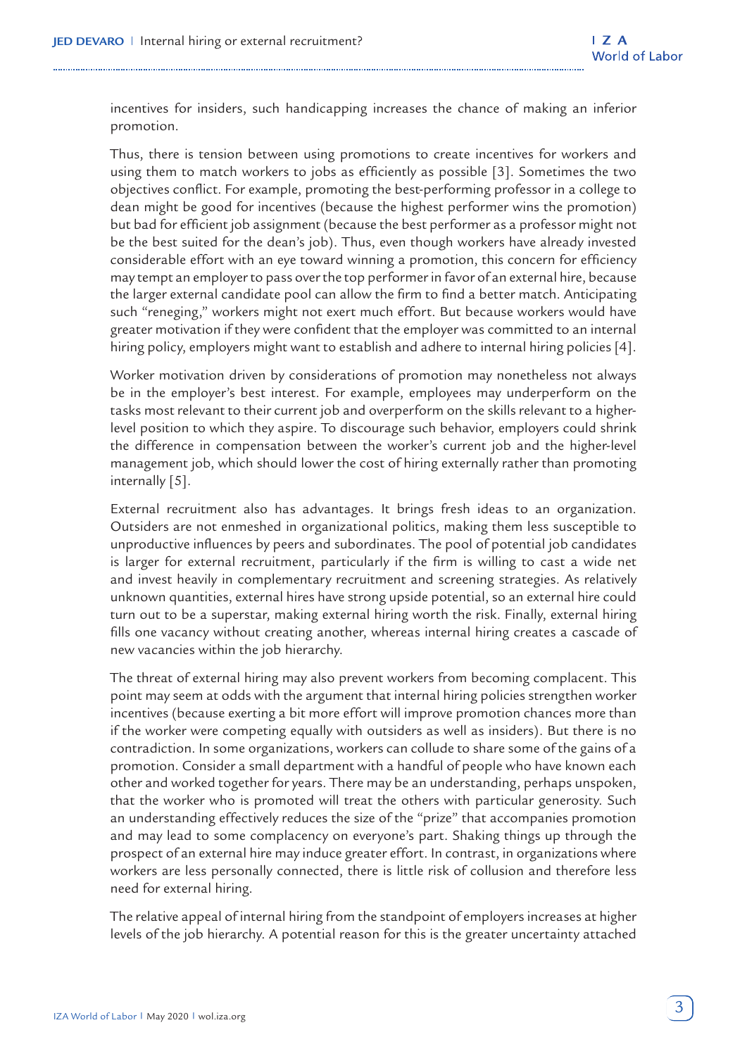incentives for insiders, such handicapping increases the chance of making an inferior promotion.

Thus, there is tension between using promotions to create incentives for workers and using them to match workers to jobs as efficiently as possible [3]. Sometimes the two objectives conflict. For example, promoting the best-performing professor in a college to dean might be good for incentives (because the highest performer wins the promotion) but bad for efficient job assignment (because the best performer as a professor might not be the best suited for the dean's job). Thus, even though workers have already invested considerable effort with an eye toward winning a promotion, this concern for efficiency may tempt an employer to pass over the top performer in favor of an external hire, because the larger external candidate pool can allow the firm to find a better match. Anticipating such "reneging," workers might not exert much effort. But because workers would have greater motivation if they were confident that the employer was committed to an internal hiring policy, employers might want to establish and adhere to internal hiring policies [4].

Worker motivation driven by considerations of promotion may nonetheless not always be in the employer's best interest. For example, employees may underperform on the tasks most relevant to their current job and overperform on the skills relevant to a higher-level position to which they aspire. To discourage such behavior, employers could shrink the difference in compensation between the worker's current job and the higher-level management job, which should lower the cost of hiring externally rather than promoting internally [5].

External recruitment also has advantages. It brings fresh ideas to an organization. Outsiders are not enmeshed in organizational politics, making them less susceptible to unproductive influences by peers and subordinates. The pool of potential job candidates is larger for external recruitment, particularly if the firm is willing to cast a wide net and invest heavily in complementary recruitment and screening strategies. As relatively unknown quantities, external hires have strong upside potential, so an external hire could turn out to be a superstar, making external hiring worth the risk. Finally, external hiring fills one vacancy without creating another, whereas internal hiring creates a cascade of new vacancies within the job hierarchy.

The threat of external hiring may also prevent workers from becoming complacent. This point may seem at odds with the argument that internal hiring policies strengthen worker incentives (because exerting a bit more effort will improve promotion chances more than if the worker were competing equally with outsiders as well as insiders). But there is no contradiction. In some organizations, workers can collude to share some of the gains of a promotion. Consider a small department with a handful of people who have known each other and worked together for years. There may be an understanding, perhaps unspoken, that the worker who is promoted will treat the others with particular generosity. Such an understanding effectively reduces the size of the "prize" that accompanies promotion and may lead to some complacency on everyone's part. Shaking things up through the prospect of an external hire may induce greater effort. In contrast, in organizations where workers are less personally connected, there is little risk of collusion and therefore less need for external hiring.

The relative appeal of internal hiring from the standpoint of employers increases at higher levels of the job hierarchy. A potential reason for this is the greater uncertainty attached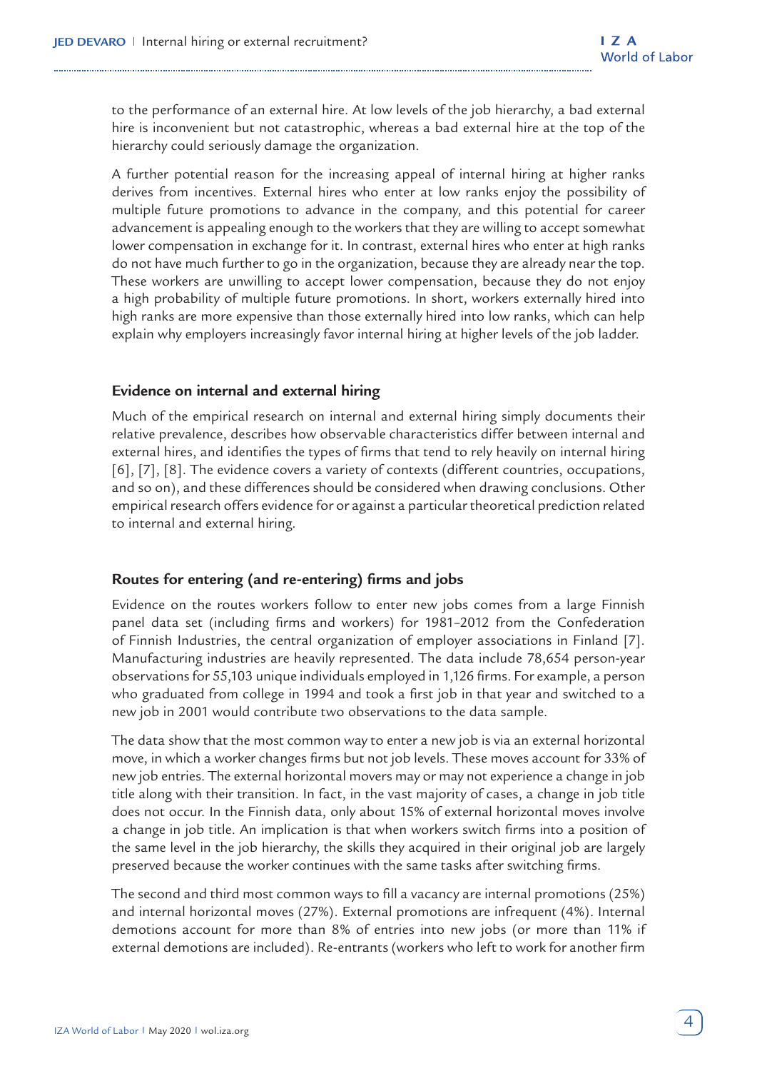to the performance of an external hire. At low levels of the job hierarchy, a bad external hire is inconvenient but not catastrophic, whereas a bad external hire at the top of the hierarchy could seriously damage the organization.

A further potential reason for the increasing appeal of internal hiring at higher ranks derives from incentives. External hires who enter at low ranks enjoy the possibility of multiple future promotions to advance in the company, and this potential for career advancement is appealing enough to the workers that they are willing to accept somewhat lower compensation in exchange for it. In contrast, external hires who enter at high ranks do not have much further to go in the organization, because they are already near the top. These workers are unwilling to accept lower compensation, because they do not enjoy a high probability of multiple future promotions. In short, workers externally hired into high ranks are more expensive than those externally hired into low ranks, which can help explain why employers increasingly favor internal hiring at higher levels of the job ladder.

## Evidence on internal and external hiring

Much of the empirical research on internal and external hiring simply documents their relative prevalence, describes how observable characteristics differ between internal and external hires, and identifies the types of firms that tend to rely heavily on internal hiring [6], [7], [8]. The evidence covers a variety of contexts (different countries, occupations, and so on), and these differences should be considered when drawing conclusions. Other empirical research offers evidence for or against a particular theoretical prediction related to internal and external hiring.

## Routes for entering (and re-entering) firms and jobs

Evidence on the routes workers follow to enter new jobs comes from a large Finnish panel data set (including firms and workers) for 1981–2012 from the Confederation of Finnish Industries, the central organization of employer associations in Finland [7]. Manufacturing industries are heavily represented. The data include 78,654 person-year observations for 55,103 unique individuals employed in 1,126 firms. For example, a person who graduated from college in 1994 and took a first job in that year and switched to a new job in 2001 would contribute two observations to the data sample.

The data show that the most common way to enter a new job is via an external horizontal move, in which a worker changes firms but not job levels. These moves account for 33% of new job entries. The external horizontal movers may or may not experience a change in job title along with their transition. In fact, in the vast majority of cases, a change in job title does not occur. In the Finnish data, only about 15% of external horizontal moves involve a change in job title. An implication is that when workers switch firms into a position of the same level in the job hierarchy, the skills they acquired in their original job are largely preserved because the worker continues with the same tasks after switching firms.

The second and third most common ways to fill a vacancy are internal promotions (25%) and internal horizontal moves (27%). External promotions are infrequent (4%). Internal demotions account for more than 8% of entries into new jobs (or more than 11% if external demotions are included). Re-entrants (workers who left to work for another firm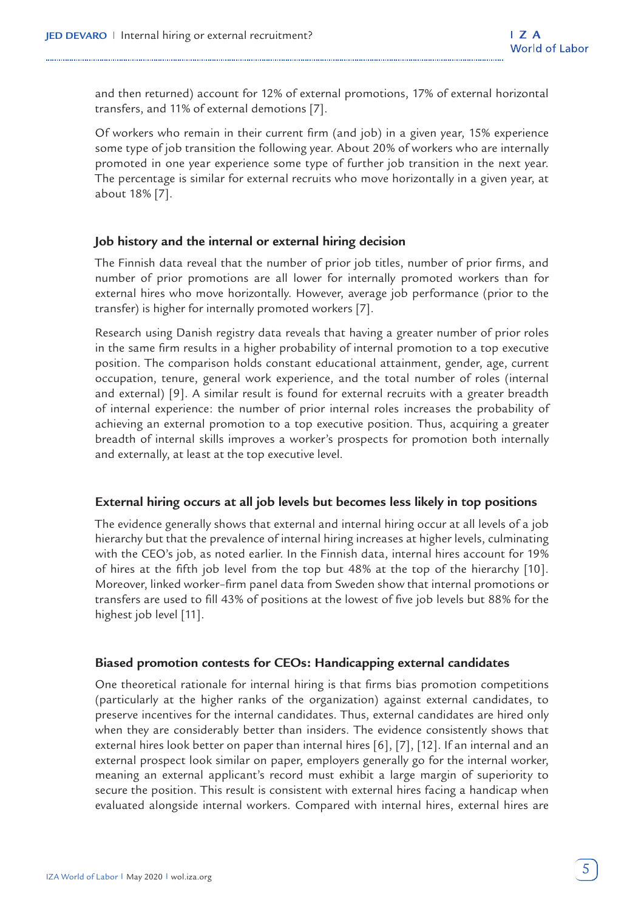and then returned) account for 12% of external promotions, 17% of external horizontal transfers, and 11% of external demotions [7].

Of workers who remain in their current firm (and job) in a given year, 15% experience some type of job transition the following year. About 20% of workers who are internally promoted in one year experience some type of further job transition in the next year. The percentage is similar for external recruits who move horizontally in a given year, at about 18% [7].

### Job history and the internal or external hiring decision

The Finnish data reveal that the number of prior job titles, number of prior firms, and number of prior promotions are all lower for internally promoted workers than for external hires who move horizontally. However, average job performance (prior to the transfer) is higher for internally promoted workers [7].

Research using Danish registry data reveals that having a greater number of prior roles in the same firm results in a higher probability of internal promotion to a top executive position. The comparison holds constant educational attainment, gender, age, current occupation, tenure, general work experience, and the total number of roles (internal and external) [9]. A similar result is found for external recruits with a greater breadth of internal experience: the number of prior internal roles increases the probability of achieving an external promotion to a top executive position. Thus, acquiring a greater breadth of internal skills improves a worker's prospects for promotion both internally and externally, at least at the top executive level.

### External hiring occurs at all job levels but becomes less likely in top positions

The evidence generally shows that external and internal hiring occur at all levels of a job hierarchy but that the prevalence of internal hiring increases at higher levels, culminating with the CEO's job, as noted earlier. In the Finnish data, internal hires account for 19% of hires at the fifth job level from the top but 48% at the top of the hierarchy [10]. Moreover, linked worker–firm panel data from Sweden show that internal promotions or transfers are used to fill 43% of positions at the lowest of five job levels but 88% for the highest job level [11].

### Biased promotion contests for CEOs: Handicapping external candidates

One theoretical rationale for internal hiring is that firms bias promotion competitions (particularly at the higher ranks of the organization) against external candidates, to preserve incentives for the internal candidates. Thus, external candidates are hired only when they are considerably better than insiders. The evidence consistently shows that external hires look better on paper than internal hires [6], [7], [12]. If an internal and an external prospect look similar on paper, employers generally go for the internal worker, meaning an external applicant's record must exhibit a large margin of superiority to secure the position. This result is consistent with external hires facing a handicap when evaluated alongside internal workers. Compared with internal hires, external hires are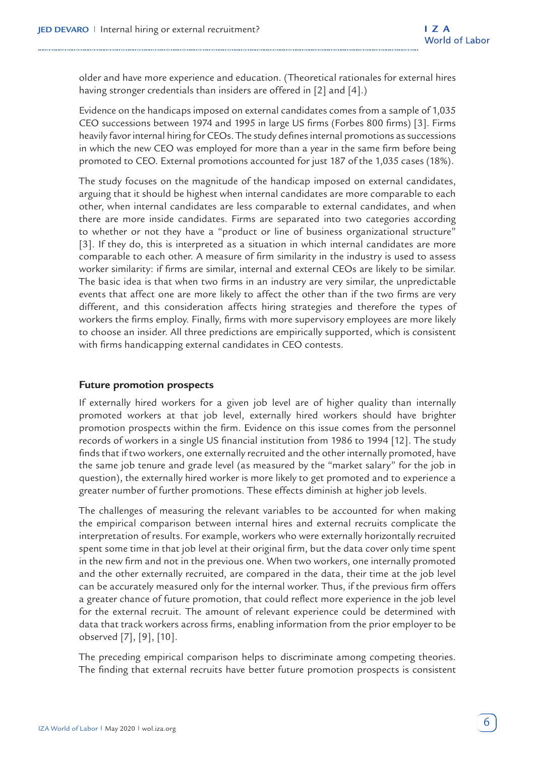older and have more experience and education. (Theoretical rationales for external hires having stronger credentials than insiders are offered in [2] and [4].)

Evidence on the handicaps imposed on external candidates comes from a sample of 1,035 CEO successions between 1974 and 1995 in large US firms (Forbes 800 firms) [3]. Firms heavily favor internal hiring for CEOs. The study defines internal promotions as successions in which the new CEO was employed for more than a year in the same firm before being promoted to CEO. External promotions accounted for just 187 of the 1,035 cases (18%).

The study focuses on the magnitude of the handicap imposed on external candidates, arguing that it should be highest when internal candidates are more comparable to each other, when internal candidates are less comparable to external candidates, and when there are more inside candidates. Firms are separated into two categories according to whether or not they have a "product or line of business organizational structure" [3]. If they do, this is interpreted as a situation in which internal candidates are more comparable to each other. A measure of firm similarity in the industry is used to assess worker similarity: if firms are similar, internal and external CEOs are likely to be similar. The basic idea is that when two firms in an industry are very similar, the unpredictable events that affect one are more likely to affect the other than if the two firms are very different, and this consideration affects hiring strategies and therefore the types of workers the firms employ. Finally, firms with more supervisory employees are more likely to choose an insider. All three predictions are empirically supported, which is consistent with firms handicapping external candidates in CEO contests.

### Future promotion prospects

If externally hired workers for a given job level are of higher quality than internally promoted workers at that job level, externally hired workers should have brighter promotion prospects within the firm. Evidence on this issue comes from the personnel records of workers in a single US financial institution from 1986 to 1994 [12]. The study finds that if two workers, one externally recruited and the other internally promoted, have the same job tenure and grade level (as measured by the "market salary" for the job in question), the externally hired worker is more likely to get promoted and to experience a greater number of further promotions. These effects diminish at higher job levels.

The challenges of measuring the relevant variables to be accounted for when making the empirical comparison between internal hires and external recruits complicate the interpretation of results. For example, workers who were externally horizontally recruited spent some time in that job level at their original firm, but the data cover only time spent in the new firm and not in the previous one. When two workers, one internally promoted and the other externally recruited, are compared in the data, their time at the job level can be accurately measured only for the internal worker. Thus, if the previous firm offers a greater chance of future promotion, that could reflect more experience in the job level for the external recruit. The amount of relevant experience could be determined with data that track workers across firms, enabling information from the prior employer to be observed [7], [9], [10].

The preceding empirical comparison helps to discriminate among competing theories. The finding that external recruits have better future promotion prospects is consistent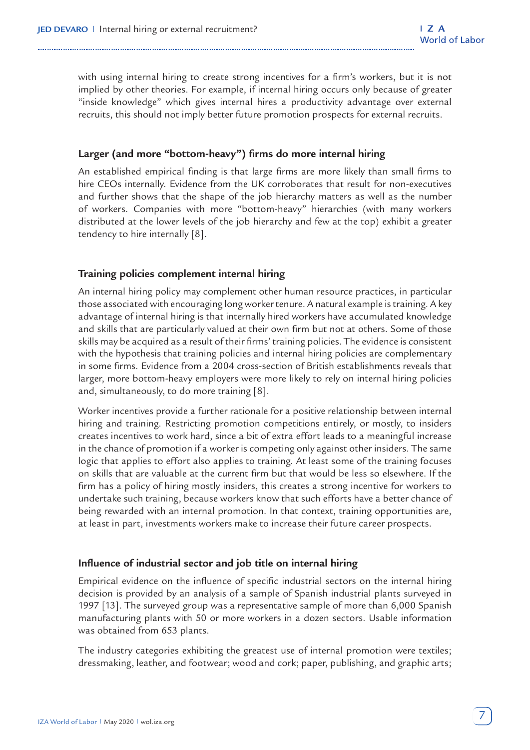with using internal hiring to create strong incentives for a firm's workers, but it is not implied by other theories. For example, if internal hiring occurs only because of greater "inside knowledge" which gives internal hires a productivity advantage over external recruits, this should not imply better future promotion prospects for external recruits.

### Larger (and more "bottom-heavy") firms do more internal hiring

An established empirical finding is that large firms are more likely than small firms to hire CEOs internally. Evidence from the UK corroborates that result for non-executives and further shows that the shape of the job hierarchy matters as well as the number of workers. Companies with more "bottom-heavy" hierarchies (with many workers distributed at the lower levels of the job hierarchy and few at the top) exhibit a greater tendency to hire internally [8].

### Training policies complement internal hiring

An internal hiring policy may complement other human resource practices, in particular those associated with encouraging long worker tenure. A natural example is training. A key advantage of internal hiring is that internally hired workers have accumulated knowledge and skills that are particularly valued at their own firm but not at others. Some of those skills may be acquired as a result of their firms' training policies. The evidence is consistent with the hypothesis that training policies and internal hiring policies are complementary in some firms. Evidence from a 2004 cross-section of British establishments reveals that larger, more bottom-heavy employers were more likely to rely on internal hiring policies and, simultaneously, to do more training [8].

Worker incentives provide a further rationale for a positive relationship between internal hiring and training. Restricting promotion competitions entirely, or mostly, to insiders creates incentives to work hard, since a bit of extra effort leads to a meaningful increase in the chance of promotion if a worker is competing only against other insiders. The same logic that applies to effort also applies to training. At least some of the training focuses on skills that are valuable at the current firm but that would be less so elsewhere. If the firm has a policy of hiring mostly insiders, this creates a strong incentive for workers to undertake such training, because workers know that such efforts have a better chance of being rewarded with an internal promotion. In that context, training opportunities are, at least in part, investments workers make to increase their future career prospects.

### Influence of industrial sector and job title on internal hiring

Empirical evidence on the influence of specific industrial sectors on the internal hiring decision is provided by an analysis of a sample of Spanish industrial plants surveyed in 1997 [13]. The surveyed group was a representative sample of more than 6,000 Spanish manufacturing plants with 50 or more workers in a dozen sectors. Usable information was obtained from 653 plants.

The industry categories exhibiting the greatest use of internal promotion were textiles; dressmaking, leather, and footwear; wood and cork; paper, publishing, and graphic arts;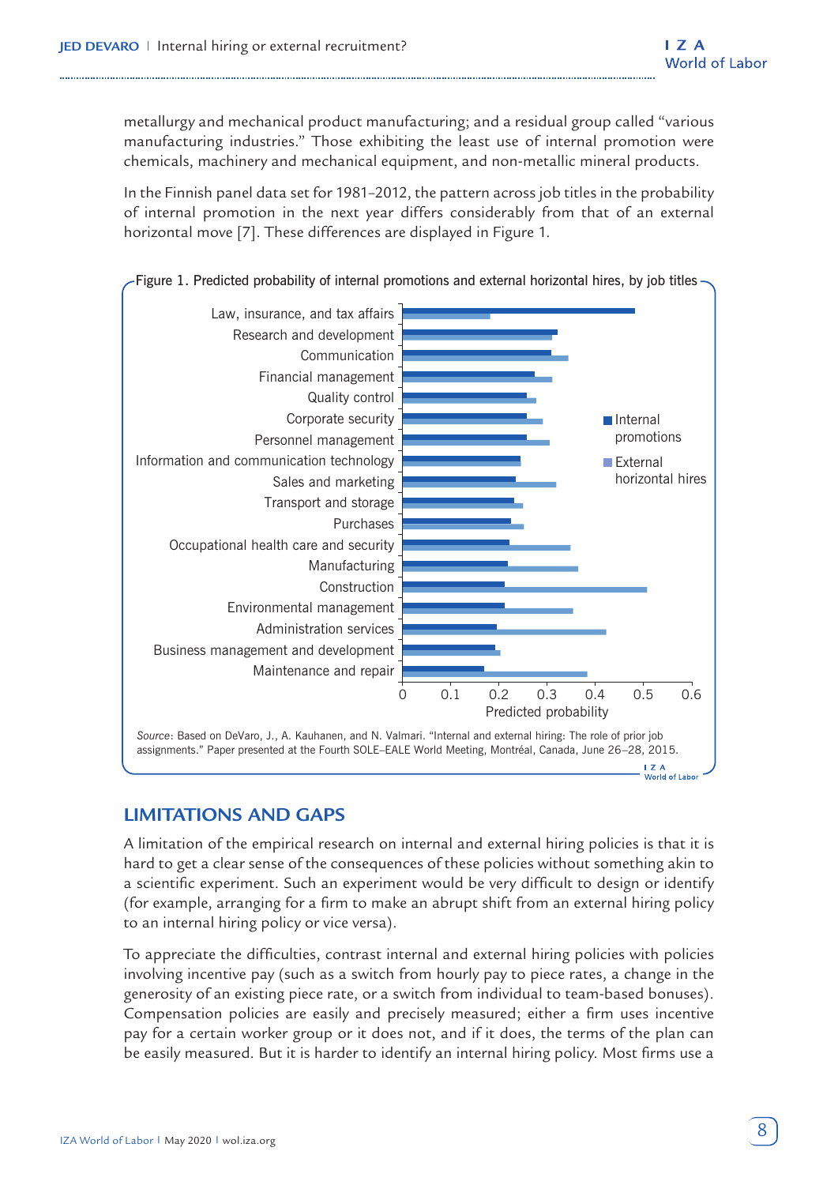metallurgy and mechanical product manufacturing; and a residual group called "various manufacturing industries." Those exhibiting the least use of internal promotion were chemicals, machinery and mechanical equipment, and non-metallic mineral products.

In the Finnish panel data set for 1981–2012, the pattern across job titles in the probability of internal promotion in the next year differs considerably from that of an external horizontal move [7]. These differences are displayed in Figure 1.

Figure 1. Predicted probability of internal promotions and external horizontal hires, by job titles

Source: Based on DeVaro, J., A. Kauhanen, and N. Valmari. "Internal and external hiring: The role of prior job assignments." Paper presented at the Fourth SOLE–EALE World Meeting, Montréal, Canada, June 26–28, 2015.

## LIMITATIONS AND GAPS

A limitation of the empirical research on internal and external hiring policies is that it is hard to get a clear sense of the consequences of these policies without something akin to a scientific experiment. Such an experiment would be very difficult to design or identify (for example, arranging for a firm to make an abrupt shift from an external hiring policy to an internal hiring policy or vice versa).

To appreciate the difficulties, contrast internal and external hiring policies with policies involving incentive pay (such as a switch from hourly pay to piece rates, a change in the generosity of an existing piece rate, or a switch from individual to team-based bonuses). Compensation policies are easily and precisely measured; either a firm uses incentive pay for a certain worker group or it does not, and if it does, the terms of the plan can be easily measured. But it is harder to identify an internal hiring policy. Most firms use a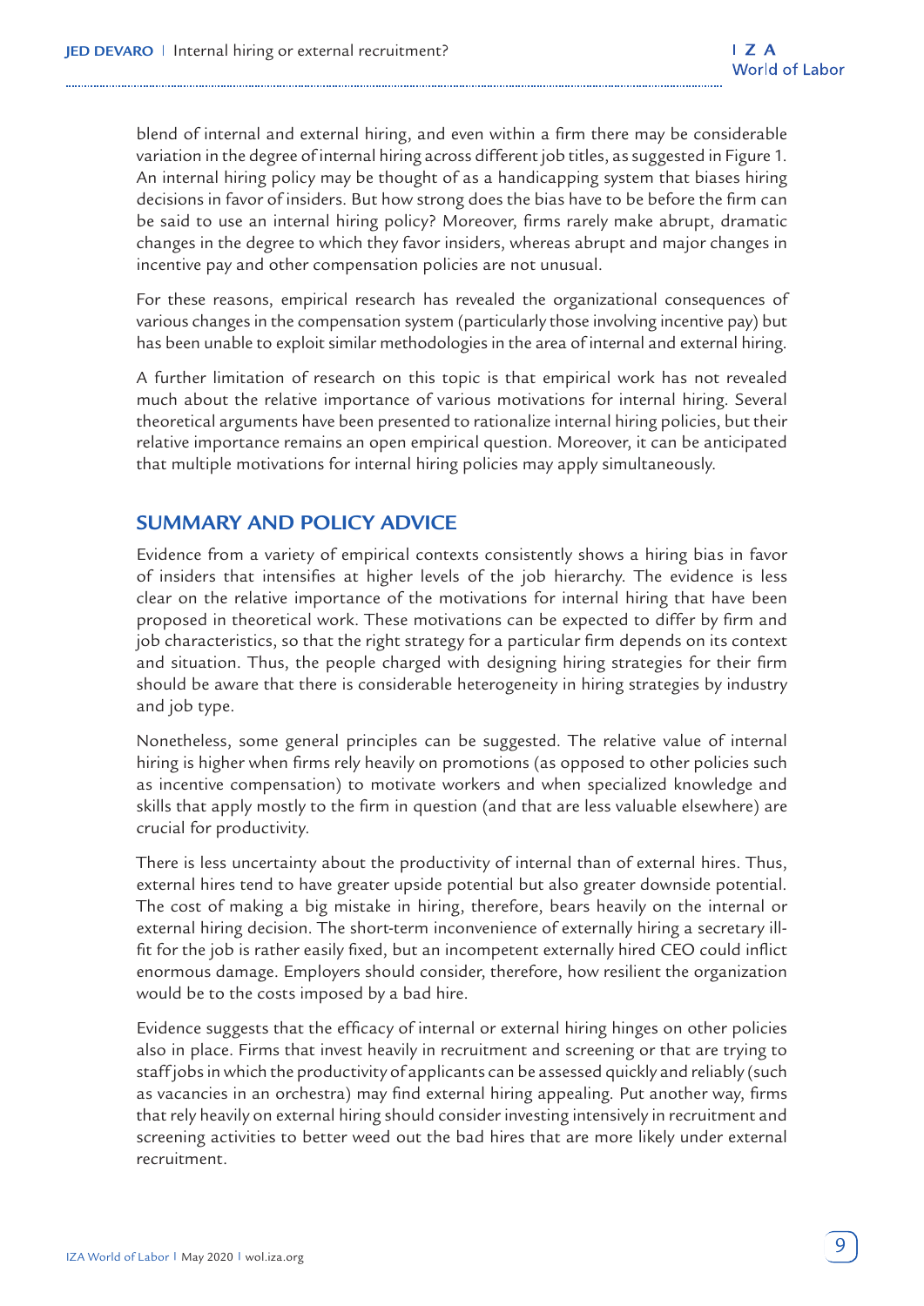blend of internal and external hiring, and even within a firm there may be considerable variation in the degree of internal hiring across different job titles, as suggested in Figure 1. An internal hiring policy may be thought of as a handicapping system that biases hiring decisions in favor of insiders. But how strong does the bias have to be before the firm can be said to use an internal hiring policy? Moreover, firms rarely make abrupt, dramatic changes in the degree to which they favor insiders, whereas abrupt and major changes in incentive pay and other compensation policies are not unusual.

For these reasons, empirical research has revealed the organizational consequences of various changes in the compensation system (particularly those involving incentive pay) but has been unable to exploit similar methodologies in the area of internal and external hiring.

A further limitation of research on this topic is that empirical work has not revealed much about the relative importance of various motivations for internal hiring. Several theoretical arguments have been presented to rationalize internal hiring policies, but their relative importance remains an open empirical question. Moreover, it can be anticipated that multiple motivations for internal hiring policies may apply simultaneously.

## SUMMARY AND POLICY ADVICE

Evidence from a variety of empirical contexts consistently shows a hiring bias in favor of insiders that intensifies at higher levels of the job hierarchy. The evidence is less clear on the relative importance of the motivations for internal hiring that have been proposed in theoretical work. These motivations can be expected to differ by firm and job characteristics, so that the right strategy for a particular firm depends on its context and situation. Thus, the people charged with designing hiring strategies for their firm should be aware that there is considerable heterogeneity in hiring strategies by industry and job type.

Nonetheless, some general principles can be suggested. The relative value of internal hiring is higher when firms rely heavily on promotions (as opposed to other policies such as incentive compensation) to motivate workers and when specialized knowledge and skills that apply mostly to the firm in question (and that are less valuable elsewhere) are crucial for productivity.

There is less uncertainty about the productivity of internal than of external hires. Thus, external hires tend to have greater upside potential but also greater downside potential. The cost of making a big mistake in hiring, therefore, bears heavily on the internal or external hiring decision. The short-term inconvenience of externally hiring a secretary ill-fit for the job is rather easily fixed, but an incompetent externally hired CEO could inflict enormous damage. Employers should consider, therefore, how resilient the organization would be to the costs imposed by a bad hire.

Evidence suggests that the efficacy of internal or external hiring hinges on other policies also in place. Firms that invest heavily in recruitment and screening or that are trying to staff jobs in which the productivity of applicants can be assessed quickly and reliably (such as vacancies in an orchestra) may find external hiring appealing. Put another way, firms that rely heavily on external hiring should consider investing intensively in recruitment and screening activities to better weed out the bad hires that are more likely under external recruitment.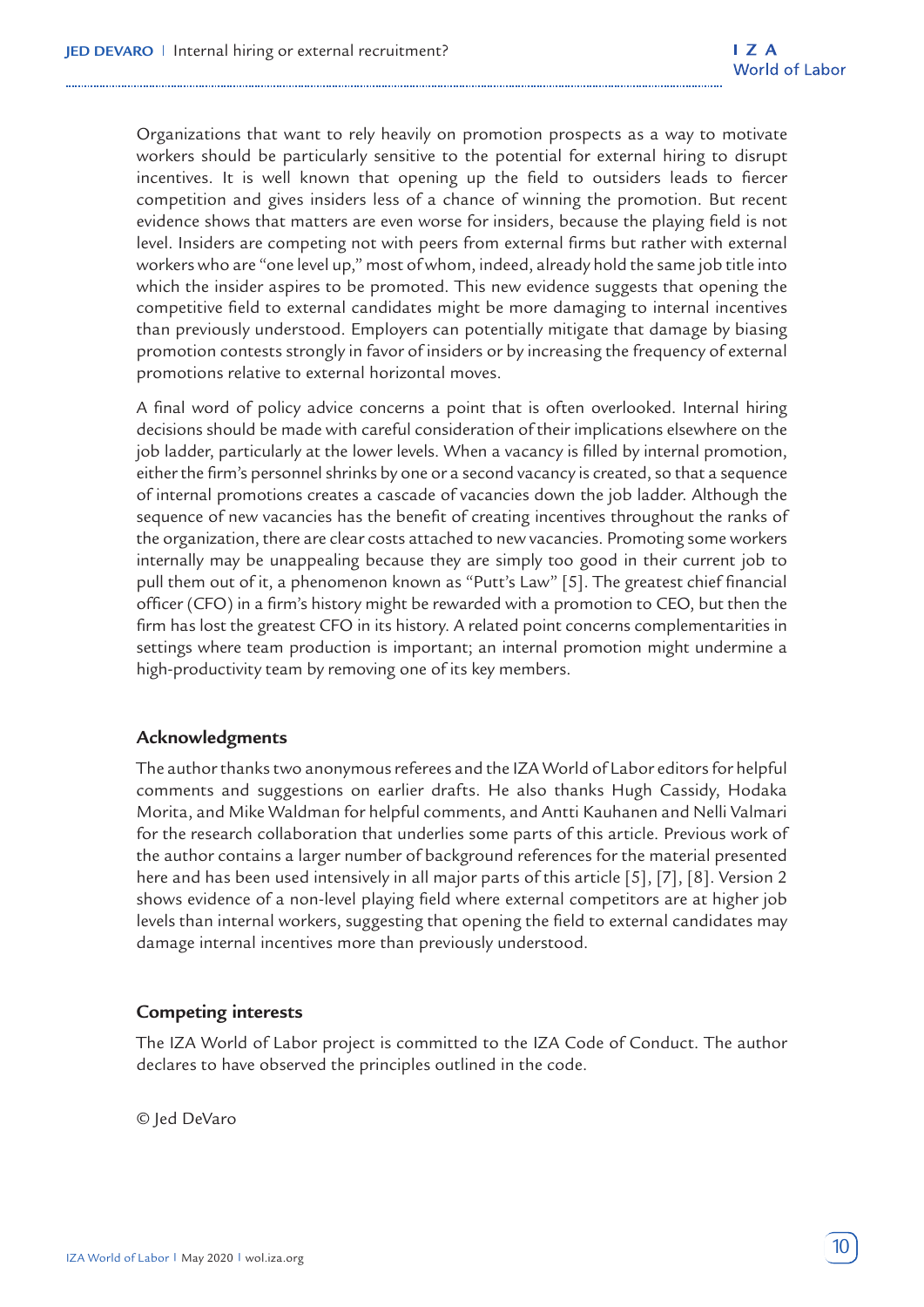Organizations that want to rely heavily on promotion prospects as a way to motivate workers should be particularly sensitive to the potential for external hiring to disrupt incentives. It is well known that opening up the field to outsiders leads to fiercer competition and gives insiders less of a chance of winning the promotion. But recent evidence shows that matters are even worse for insiders, because the playing field is not level. Insiders are competing not with peers from external firms but rather with external workers who are "one level up," most of whom, indeed, already hold the same job title into which the insider aspires to be promoted. This new evidence suggests that opening the competitive field to external candidates might be more damaging to internal incentives than previously understood. Employers can potentially mitigate that damage by biasing promotion contests strongly in favor of insiders or by increasing the frequency of external promotions relative to external horizontal moves.

A final word of policy advice concerns a point that is often overlooked. Internal hiring decisions should be made with careful consideration of their implications elsewhere on the job ladder, particularly at the lower levels. When a vacancy is filled by internal promotion, either the firm's personnel shrinks by one or a second vacancy is created, so that a sequence of internal promotions creates a cascade of vacancies down the job ladder. Although the sequence of new vacancies has the benefit of creating incentives throughout the ranks of the organization, there are clear costs attached to new vacancies. Promoting some workers internally may be unappealing because they are simply too good in their current job to pull them out of it, a phenomenon known as "Putt's Law" [5]. The greatest chief financial officer (CFO) in a firm's history might be rewarded with a promotion to CEO, but then the firm has lost the greatest CFO in its history. A related point concerns complementarities in settings where team production is important; an internal promotion might undermine a high-productivity team by removing one of its key members.

## Acknowledgments

The author thanks two anonymous referees and the IZA World of Labor editors for helpful comments and suggestions on earlier drafts. He also thanks Hugh Cassidy, Hodaka Morita, and Mike Waldman for helpful comments, and Antti Kauhanen and Nelli Valmari for the research collaboration that underlies some parts of this article. Previous work of the author contains a larger number of background references for the material presented here and has been used intensively in all major parts of this article [5], [7], [8]. Version 2 shows evidence of a non-level playing field where external competitors are at higher job levels than internal workers, suggesting that opening the field to external candidates may damage internal incentives more than previously understood.

## Competing interests

The IZA World of Labor project is committed to the IZA Code of Conduct. The author declares to have observed the principles outlined in the code.

© Jed DeVaro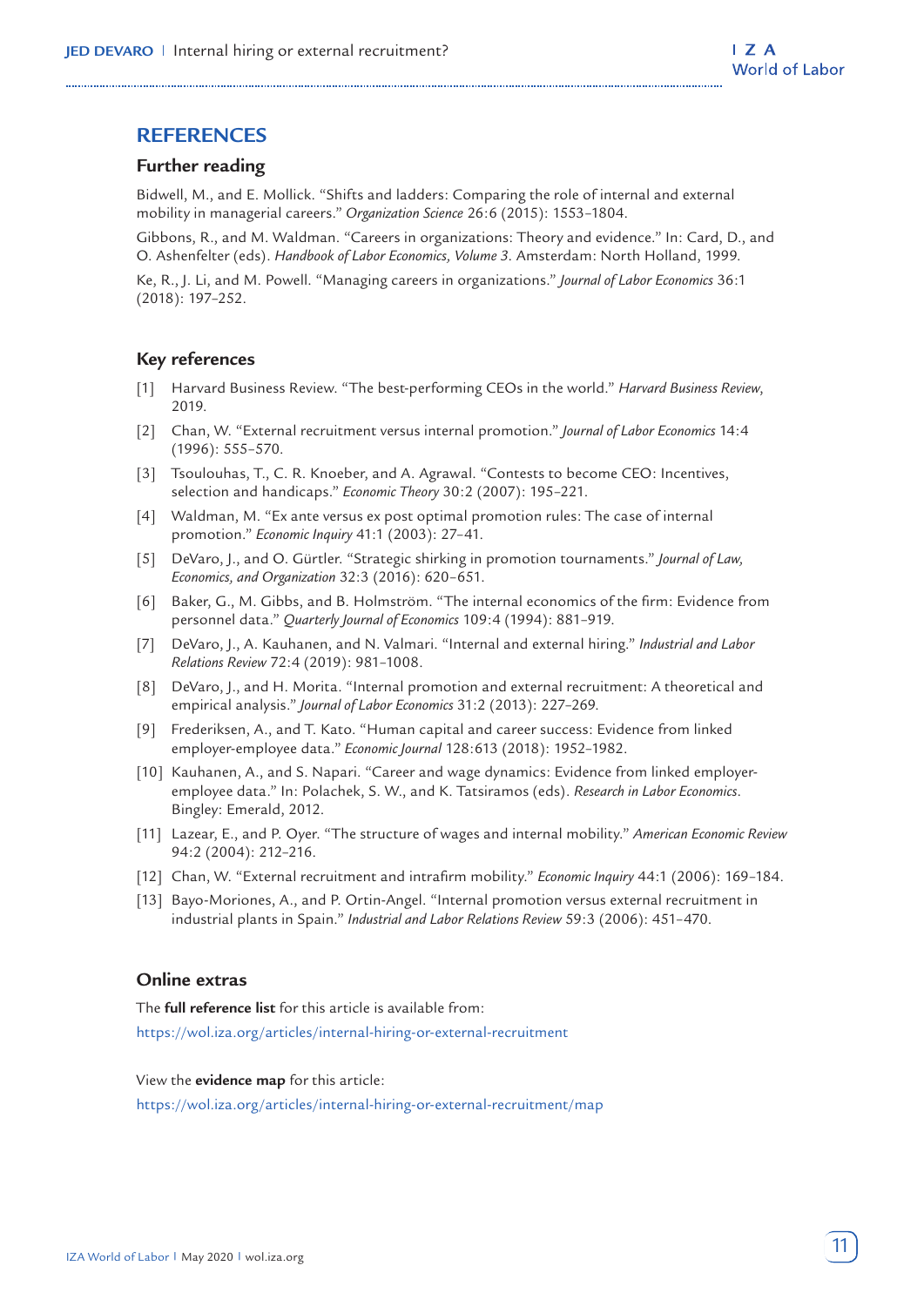## REFERENCES

### Further reading

Bidwell, M., and E. Mollick. "Shifts and ladders: Comparing the role of internal and external mobility in managerial careers." *Organization Science* 26:6 (2015): 1553–1804.

Gibbons, R., and M. Waldman. "Careers in organizations: Theory and evidence." In: Card, D., and O. Ashenfelter (eds). *Handbook of Labor Economics, Volume 3*. Amsterdam: North Holland, 1999.

Ke, R., J. Li, and M. Powell. "Managing careers in organizations." *Journal of Labor Economics* 36:1 (2018): 197–252.

### Key references

[1] Harvard Business Review. "The best-performing CEOs in the world." *Harvard Business Review*, 2019.

[2] Chan, W. "External recruitment versus internal promotion." *Journal of Labor Economics* 14:4 (1996): 555–570.

[3] Tsoulouhas, T., C. R. Knoeber, and A. Agrawal. "Contests to become CEO: Incentives, selection and handicaps." *Economic Theory* 30:2 (2007): 195–221.

[4] Waldman, M. "Ex ante versus ex post optimal promotion rules: The case of internal promotion." *Economic Inquiry* 41:1 (2003): 27–41.

[5] DeVaro, J., and O. Gürtler. "Strategic shirking in promotion tournaments." *Journal of Law, Economics, and Organization* 32:3 (2016): 620–651.

[6] Baker, G., M. Gibbs, and B. Holmström. "The internal economics of the firm: Evidence from personnel data." *Quarterly Journal of Economics* 109:4 (1994): 881–919.

[7] DeVaro, J., A. Kauhanen, and N. Valmari. "Internal and external hiring." *Industrial and Labor Relations Review* 72:4 (2019): 981–1008.

[8] DeVaro, J., and H. Morita. "Internal promotion and external recruitment: A theoretical and empirical analysis." *Journal of Labor Economics* 31:2 (2013): 227–269.

[9] Frederiksen, A., and T. Kato. "Human capital and career success: Evidence from linked employer-employee data." *Economic Journal* 128:613 (2018): 1952–1982.

[10] Kauhanen, A., and S. Napari. "Career and wage dynamics: Evidence from linked employer-employee data." In: Polachek, S. W., and K. Tatsiramos (eds). *Research in Labor Economics*. Bingley: Emerald, 2012.

[11] Lazear, E., and P. Oyer. "The structure of wages and internal mobility." *American Economic Review* 94:2 (2004): 212–216.

[12] Chan, W. "External recruitment and intrafirm mobility." *Economic Inquiry* 44:1 (2006): 169–184.

[13] Bayo-Moriones, A., and P. Ortin-Angel. "Internal promotion versus external recruitment in industrial plants in Spain." *Industrial and Labor Relations Review* 59:3 (2006): 451–470.

### Online extras

The **full reference list** for this article is available from:

https://wol.iza.org/articles/internal-hiring-or-external-recruitment

View the **evidence map** for this article:

https://wol.iza.org/articles/internal-hiring-or-external-recruitment/map